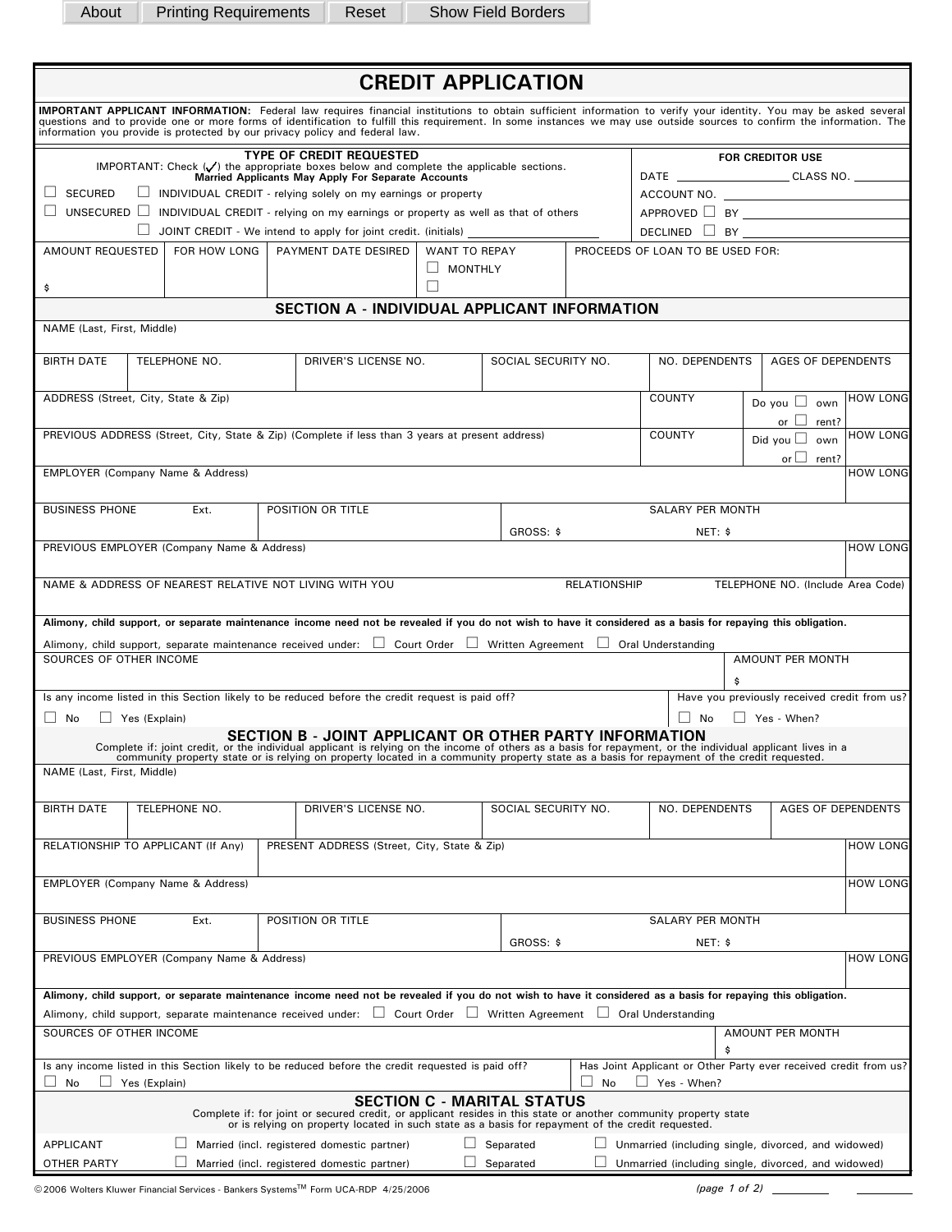About | Printing Requirements | Reset | Show Field Borders

# CREDIT APPLICATION

**IMPORTANT APPLICANT INFORMATION:** Federal law requires financial institutions to obtain sufficient information to verify your identity. You may be asked several questions and to provide one or more forms of identification to fulfill this requirement. In some instances we may use outside sources to confirm the information. The information you provide is protected by our privacy policy and federal law.

## TYPE OF CREDIT REQUESTED

IMPORTANT: Check (✓) the appropriate boxes below and complete the applicable sections.
**Married Applicants May Apply For Separate Accounts**

☐ SECURED ☐ INDIVIDUAL CREDIT - relying solely on my earnings or property

☐ UNSECURED ☐ INDIVIDUAL CREDIT - relying on my earnings or property as well as that of others

☐ JOINT CREDIT - We intend to apply for joint credit. (initials) ____________

**FOR CREDITOR USE**

DATE ____________ CLASS NO. ________

ACCOUNT NO. ____________

APPROVED ☐ BY ____________

DECLINED ☐ BY ____________

| AMOUNT REQUESTED | FOR HOW LONG | PAYMENT DATE DESIRED | WANT TO REPAY | PROCEEDS OF LOAN TO BE USED FOR: |
|---|---|---|---|---|
| $ | | | ☐ MONTHLY ☐ | |

## SECTION A - INDIVIDUAL APPLICANT INFORMATION

NAME (Last, First, Middle)

| BIRTH DATE | TELEPHONE NO. | DRIVER'S LICENSE NO. | SOCIAL SECURITY NO. | NO. DEPENDENTS | AGES OF DEPENDENTS |
|---|---|---|---|---|---|
| | | | | | |

| ADDRESS (Street, City, State & Zip) | COUNTY | Do you ☐ own or ☐ rent? | HOW LONG |
|---|---|---|---|
| PREVIOUS ADDRESS (Street, City, State & Zip) (Complete if less than 3 years at present address) | COUNTY | Did you ☐ own or ☐ rent? | HOW LONG |

| EMPLOYER (Company Name & Address) | HOW LONG |
|---|---|
| | |

| BUSINESS PHONE | Ext. | POSITION OR TITLE | SALARY PER MONTH GROSS: $ | NET: $ |
|---|---|---|---|---|
| | | | | |

| PREVIOUS EMPLOYER (Company Name & Address) | HOW LONG |
|---|---|
| | |

| NAME & ADDRESS OF NEAREST RELATIVE NOT LIVING WITH YOU | RELATIONSHIP | TELEPHONE NO. (Include Area Code) |
|---|---|---|
| | | |

**Alimony, child support, or separate maintenance income need not be revealed if you do not wish to have it considered as a basis for repaying this obligation.**

Alimony, child support, separate maintenance received under: ☐ Court Order ☐ Written Agreement ☐ Oral Understanding

| SOURCES OF OTHER INCOME | AMOUNT PER MONTH |
|---|---|
| | $ |

Is any income listed in this Section likely to be reduced before the credit request is paid off?
☐ No ☐ Yes (Explain)

Have you previously received credit from us?
☐ No ☐ Yes - When?

## SECTION B - JOINT APPLICANT OR OTHER PARTY INFORMATION

Complete if: joint credit, or the individual applicant is relying on the income of others as a basis for repayment, or the individual applicant lives in a community property state or is relying on property located in a community property state as a basis for repayment of the credit requested.

NAME (Last, First, Middle)

| BIRTH DATE | TELEPHONE NO. | DRIVER'S LICENSE NO. | SOCIAL SECURITY NO. | NO. DEPENDENTS | AGES OF DEPENDENTS |
|---|---|---|---|---|---|
| | | | | | |

| RELATIONSHIP TO APPLICANT (If Any) | PRESENT ADDRESS (Street, City, State & Zip) | HOW LONG |
|---|---|---|
| | | |

| EMPLOYER (Company Name & Address) | HOW LONG |
|---|---|
| | |

| BUSINESS PHONE | Ext. | POSITION OR TITLE | SALARY PER MONTH GROSS: $ | NET: $ |
|---|---|---|---|---|
| | | | | |

| PREVIOUS EMPLOYER (Company Name & Address) | HOW LONG |
|---|---|
| | |

**Alimony, child support, or separate maintenance income need not be revealed if you do not wish to have it considered as a basis for repaying this obligation.**

Alimony, child support, separate maintenance received under: ☐ Court Order ☐ Written Agreement ☐ Oral Understanding

| SOURCES OF OTHER INCOME | AMOUNT PER MONTH |
|---|---|
| | $ |

Is any income listed in this Section likely to be reduced before the credit requested is paid off?
☐ No ☐ Yes (Explain)

Has Joint Applicant or Other Party ever received credit from us?
☐ No ☐ Yes - When?

## SECTION C - MARITAL STATUS

Complete if: for joint or secured credit, or applicant resides in this state or another community property state or is relying on property located in such state as a basis for repayment of the credit requested.

| | | | |
|---|---|---|---|
| APPLICANT | ☐ Married (incl. registered domestic partner) | ☐ Separated | ☐ Unmarried (including single, divorced, and widowed) |
| OTHER PARTY | ☐ Married (incl. registered domestic partner) | ☐ Separated | ☐ Unmarried (including single, divorced, and widowed) |

© 2006 Wolters Kluwer Financial Services - Bankers Systems™ Form UCA-RDP 4/25/2006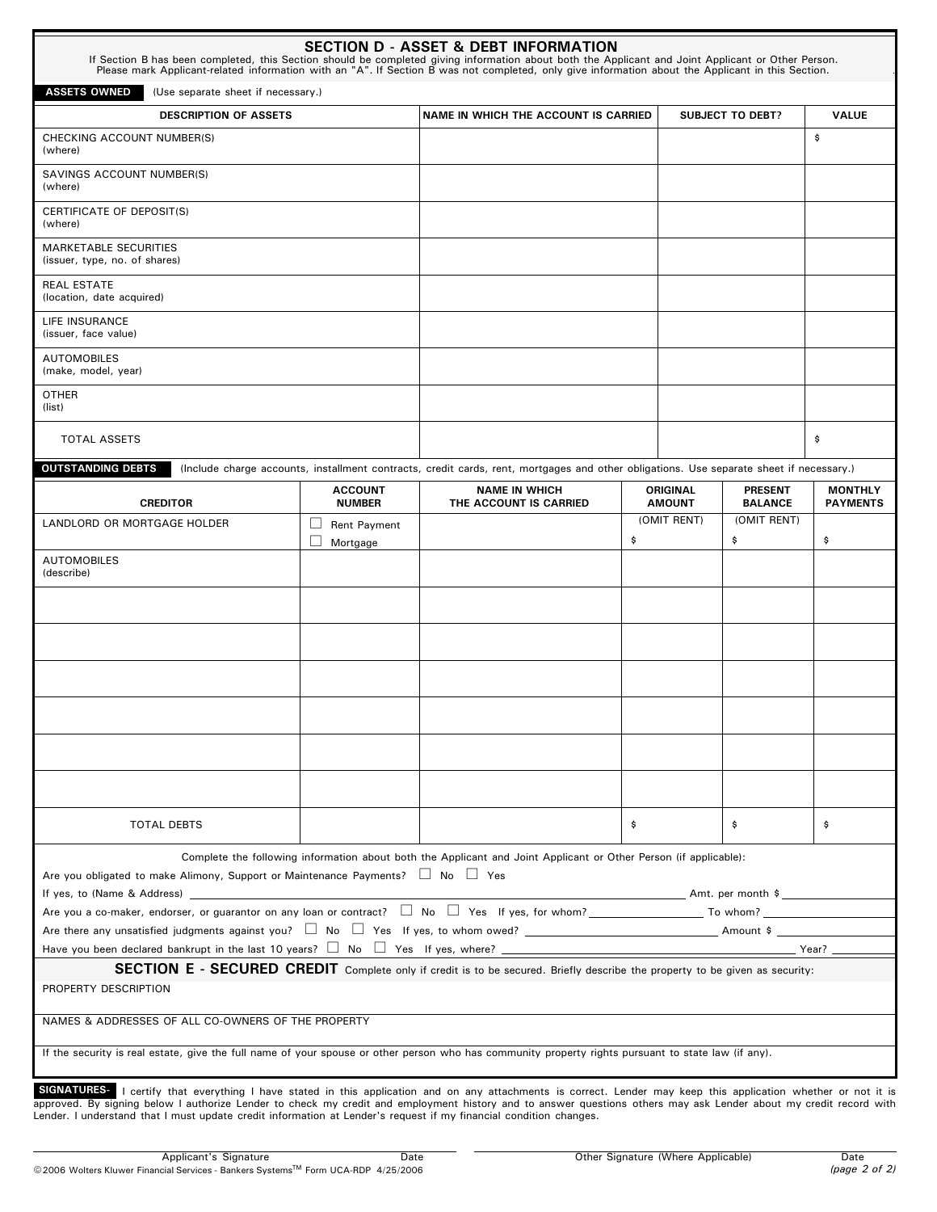## SECTION D - ASSET & DEBT INFORMATION

If Section B has been completed, this Section should be completed giving information about both the Applicant and Joint Applicant or Other Person. Please mark Applicant-related information with an "A". If Section B was not completed, only give information about the Applicant in this Section.

**ASSETS OWNED** (Use separate sheet if necessary.)

| DESCRIPTION OF ASSETS | NAME IN WHICH THE ACCOUNT IS CARRIED | SUBJECT TO DEBT? | VALUE |
|---|---|---|---|
| CHECKING ACCOUNT NUMBER(S) (where) | | | $ |
| SAVINGS ACCOUNT NUMBER(S) (where) | | | |
| CERTIFICATE OF DEPOSIT(S) (where) | | | |
| MARKETABLE SECURITIES (issuer, type, no. of shares) | | | |
| REAL ESTATE (location, date acquired) | | | |
| LIFE INSURANCE (issuer, face value) | | | |
| AUTOMOBILES (make, model, year) | | | |
| OTHER (list) | | | |
| TOTAL ASSETS | | | $ |

**OUTSTANDING DEBTS** (Include charge accounts, installment contracts, credit cards, rent, mortgages and other obligations. Use separate sheet if necessary.)

| CREDITOR | ACCOUNT NUMBER | NAME IN WHICH THE ACCOUNT IS CARRIED | ORIGINAL AMOUNT | PRESENT BALANCE | MONTHLY PAYMENTS |
|---|---|---|---|---|---|
| LANDLORD OR MORTGAGE HOLDER | ☐ Rent Payment ☐ Mortgage | | (OMIT RENT) $ | (OMIT RENT) $ | $ |
| AUTOMOBILES (describe) | | | | | |
| | | | | | |
| | | | | | |
| | | | | | |
| | | | | | |
| | | | | | |
| | | | | | |
| TOTAL DEBTS | | | $ | $ | $ |

Complete the following information about both the Applicant and Joint Applicant or Other Person (if applicable):

Are you obligated to make Alimony, Support or Maintenance Payments? ☐ No ☐ Yes

If yes, to (Name & Address) ______________________ Amt. per month $ __________

Are you a co-maker, endorser, or guarantor on any loan or contract? ☐ No ☐ Yes If yes, for whom? __________ To whom? __________

Are there any unsatisfied judgments against you? ☐ No ☐ Yes If yes, to whom owed? __________ Amount $ __________

Have you been declared bankrupt in the last 10 years? ☐ No ☐ Yes If yes, where? ______________________ Year? __________

## SECTION E - SECURED CREDIT

Complete only if credit is to be secured. Briefly describe the property to be given as security:

PROPERTY DESCRIPTION

NAMES & ADDRESSES OF ALL CO-OWNERS OF THE PROPERTY

If the security is real estate, give the full name of your spouse or other person who has community property rights pursuant to state law (if any).

**SIGNATURES-** I certify that everything I have stated in this application and on any attachments is correct. Lender may keep this application whether or not it is approved. By signing below I authorize Lender to check my credit and employment history and to answer questions others may ask Lender about my credit record with Lender. I understand that I must update credit information at Lender's request if my financial condition changes.

Applicant's Signature ______________________ Date __________ Other Signature (Where Applicable) ______________________ Date __________

© 2006 Wolters Kluwer Financial Services - Bankers Systems™ Form UCA-RDP 4/25/2006